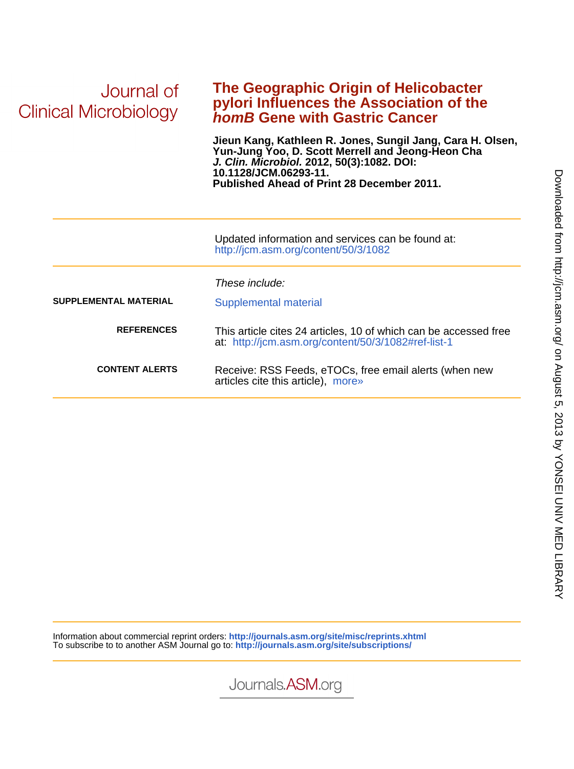Journal of Clinical Microbiology

# The Geographic Origin of Helicobacter pylori Influences the Association of the *homB* Gene with Gastric Cancer

**Jieun Kang, Kathleen R. Jones, Sungil Jang, Cara H. Olsen, Yun-Jung Yoo, D. Scott Merrell and Jeong-Heon Cha**
***J. Clin. Microbiol.* 2012, 50(3):1082. DOI: 10.1128/JCM.06293-11.**
**Published Ahead of Print 28 December 2011.**

Updated information and services can be found at:
http://jcm.asm.org/content/50/3/1082

*These include:*

**SUPPLEMENTAL MATERIAL**
Supplemental material

**REFERENCES**
This article cites 24 articles, 10 of which can be accessed free at: http://jcm.asm.org/content/50/3/1082#ref-list-1

**CONTENT ALERTS**
Receive: RSS Feeds, eTOCs, free email alerts (when new articles cite this article), more»

Information about commercial reprint orders: **http://journals.asm.org/site/misc/reprints.xhtml**
To subscribe to to another ASM Journal go to: **http://journals.asm.org/site/subscriptions/**

Journals.ASM.org

Downloaded from http://jcm.asm.org/ on August 5, 2013 by YONSEI UNIV MED LIBRARY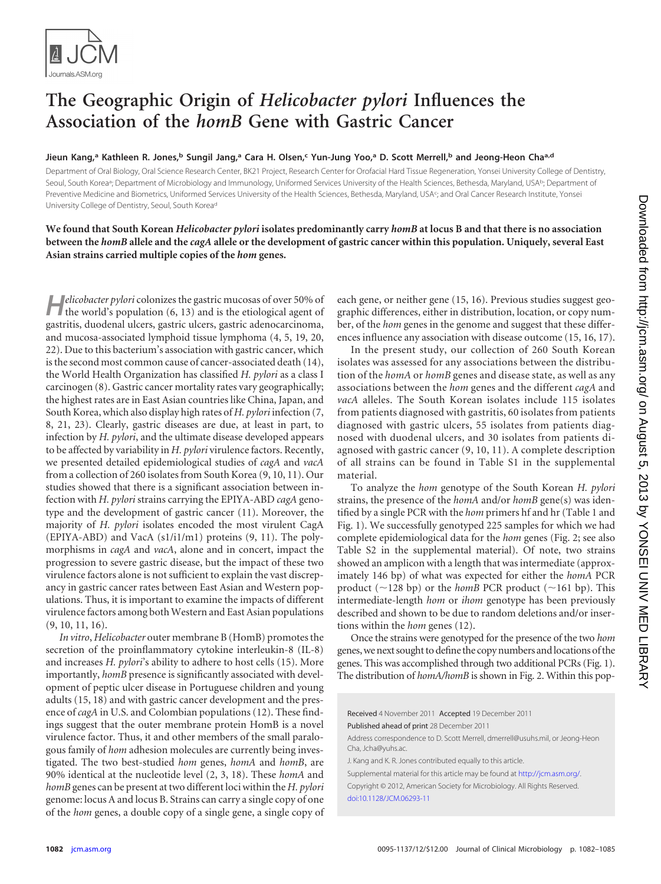# The Geographic Origin of *Helicobacter pylori* Influences the Association of the *homB* Gene with Gastric Cancer

**Jieun Kang,[a] Kathleen R. Jones,[b] Sungil Jang,[a] Cara H. Olsen,[c] Yun-Jung Yoo,[a] D. Scott Merrell,[b] and Jeong-Heon Cha[a,d]**

Department of Oral Biology, Oral Science Research Center, BK21 Project, Research Center for Orofacial Hard Tissue Regeneration, Yonsei University College of Dentistry, Seoul, South Korea[a]; Department of Microbiology and Immunology, Uniformed Services University of the Health Sciences, Bethesda, Maryland, USA[b]; Department of Preventive Medicine and Biometrics, Uniformed Services University of the Health Sciences, Bethesda, Maryland, USA[c]; and Oral Cancer Research Institute, Yonsei University College of Dentistry, Seoul, South Korea[d]

**We found that South Korean *Helicobacter pylori* isolates predominantly carry *homB* at locus B and that there is no association between the *homB* allele and the *cagA* allele or the development of gastric cancer within this population. Uniquely, several East Asian strains carried multiple copies of the *hom* genes.**

*Helicobacter pylori* colonizes the gastric mucosas of over 50% of the world's population (6, 13) and is the etiological agent of gastritis, duodenal ulcers, gastric ulcers, gastric adenocarcinoma, and mucosa-associated lymphoid tissue lymphoma (4, 5, 19, 20, 22). Due to this bacterium's association with gastric cancer, which is the second most common cause of cancer-associated death (14), the World Health Organization has classified *H. pylori* as a class I carcinogen (8). Gastric cancer mortality rates vary geographically; the highest rates are in East Asian countries like China, Japan, and South Korea, which also display high rates of *H. pylori* infection (7, 8, 21, 23). Clearly, gastric diseases are due, at least in part, to infection by *H. pylori*, and the ultimate disease developed appears to be affected by variability in *H. pylori* virulence factors. Recently, we presented detailed epidemiological studies of *cagA* and *vacA* from a collection of 260 isolates from South Korea (9, 10, 11). Our studies showed that there is a significant association between infection with *H. pylori* strains carrying the EPIYA-ABD *cagA* genotype and the development of gastric cancer (11). Moreover, the majority of *H. pylori* isolates encoded the most virulent CagA (EPIYA-ABD) and VacA (s1/i1/m1) proteins (9, 11). The polymorphisms in *cagA* and *vacA*, alone and in concert, impact the progression to severe gastric disease, but the impact of these two virulence factors alone is not sufficient to explain the vast discrepancy in gastric cancer rates between East Asian and Western populations. Thus, it is important to examine the impacts of different virulence factors among both Western and East Asian populations (9, 10, 11, 16).

*In vitro*, *Helicobacter* outer membrane B (HomB) promotes the secretion of the proinflammatory cytokine interleukin-8 (IL-8) and increases *H. pylori*'s ability to adhere to host cells (15). More importantly, *homB* presence is significantly associated with development of peptic ulcer disease in Portuguese children and young adults (15, 18) and with gastric cancer development and the presence of *cagA* in U.S. and Colombian populations (12). These findings suggest that the outer membrane protein HomB is a novel virulence factor. Thus, it and other members of the small paralogous family of *hom* adhesion molecules are currently being investigated. The two best-studied *hom* genes, *homA* and *homB*, are 90% identical at the nucleotide level (2, 3, 18). These *homA* and *homB* genes can be present at two different loci within the *H. pylori* genome: locus A and locus B. Strains can carry a single copy of one of the *hom* genes, a double copy of a single gene, a single copy of each gene, or neither gene (15, 16). Previous studies suggest geographic differences, either in distribution, location, or copy number, of the *hom* genes in the genome and suggest that these differences influence any association with disease outcome (15, 16, 17).

In the present study, our collection of 260 South Korean isolates was assessed for any associations between the distribution of the *homA* or *homB* genes and disease state, as well as any associations between the *hom* genes and the different *cagA* and *vacA* alleles. The South Korean isolates include 115 isolates from patients diagnosed with gastritis, 60 isolates from patients diagnosed with gastric ulcers, 55 isolates from patients diagnosed with duodenal ulcers, and 30 isolates from patients diagnosed with gastric cancer (9, 10, 11). A complete description of all strains can be found in Table S1 in the supplemental material.

To analyze the *hom* genotype of the South Korean *H. pylori* strains, the presence of the *homA* and/or *homB* gene(s) was identified by a single PCR with the *hom* primers hf and hr (Table 1 and Fig. 1). We successfully genotyped 225 samples for which we had complete epidemiological data for the *hom* genes (Fig. 2; see also Table S2 in the supplemental material). Of note, two strains showed an amplicon with a length that was intermediate (approximately 146 bp) of what was expected for either the *homA* PCR product (~128 bp) or the *homB* PCR product (~161 bp). This intermediate-length *hom* or *ihom* genotype has been previously described and shown to be due to random deletions and/or insertions within the *hom* genes (12).

Once the strains were genotyped for the presence of the two *hom* genes, we next sought to define the copy numbers and locations of the genes. This was accomplished through two additional PCRs (Fig. 1). The distribution of *homA*/*homB* is shown in Fig. 2. Within this pop-

Received 4 November 2011 Accepted 19 December 2011

Published ahead of print 28 December 2011

Address correspondence to D. Scott Merrell, dmerrell@usuhs.mil, or Jeong-Heon Cha, Jcha@yuhs.ac.

J. Kang and K. R. Jones contributed equally to this article.

Supplemental material for this article may be found at http://jcm.asm.org/.

Copyright © 2012, American Society for Microbiology. All Rights Reserved.

doi:10.1128/JCM.06293-11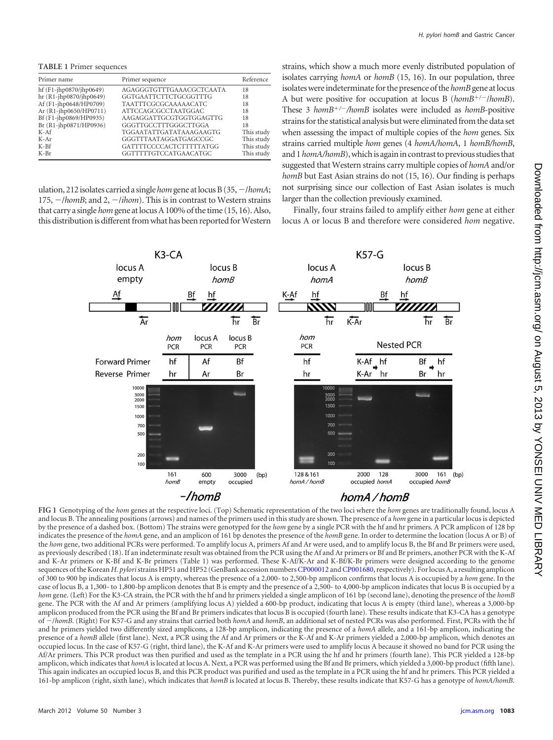**TABLE 1** Primer sequences

| Primer name | Primer sequence | Reference |
|---|---|---|
| hf (F1-jhp0870/jhp0649) | AGAGGGTGTTTGAAACGCTCAATA | 18 |
| hr (R1-jhp0870/jhp0649) | GGTGAATTCTTCTGCGGTTTG | 18 |
| Af (F1-jhp0648/HP0709) | TAATTTCGCGCAAAAACATC | 18 |
| Ar (R1-jhp0650/HP0711) | ATTCCAGCGCCTAATGGAC | 18 |
| Bf (F1-jhp0869/HP0935) | AAGAGGATTGCGTGGTGGAGTTG | 18 |
| Br (R1-jhp0871/HP0936) | GGGTTGCCTTTGGGCTTGGA | 18 |
| K-Af | TGGAATATTGATATAAAGAAGTG | This study |
| K-Ar | GGGTTTAATAGGATGAGCCGC | This study |
| K-Bf | GATTTTCCCCACTCTTTTTATGG | This study |
| K-Br | GGTTTTTGTCCATGAACATGC | This study |

ulation, 212 isolates carried a single *hom* gene at locus B (35, −/*homA*; 175, −/*homB*; and 2, −/*ihom*). This is in contrast to Western strains that carry a single *hom* gene at locus A 100% of the time (15, 16). Also, this distribution is different from what has been reported for Western strains, which show a much more evenly distributed population of isolates carrying *homA* or *homB* (15, 16). In our population, three isolates were indeterminate for the presence of the *homB* gene at locus A but were positive for occupation at locus B ($homB^{+/-}$/*homB*). These 3 $homB^{+/-}$/*homB* isolates were included as *homB*-positive strains for the statistical analysis but were eliminated from the data set when assessing the impact of multiple copies of the *hom* genes. Six strains carried multiple *hom* genes (4 *homA*/*homA*, 1 *homB*/*homB*, and 1 *homA*/*homB*), which is again in contrast to previous studies that suggested that Western strains carry multiple copies of *homA* and/or *homB* but East Asian strains do not (15, 16). Our finding is perhaps not surprising since our collection of East Asian isolates is much larger than the collection previously examined.

Finally, four strains failed to amplify either *hom* gene at either locus A or locus B and therefore were considered *hom* negative.

**FIG 1** Genotyping of the *hom* genes at the respective loci. (Top) Schematic representation of the two loci where the *hom* genes are traditionally found, locus A and locus B. The annealing positions (arrows) and names of the primers used in this study are shown. The presence of a *hom* gene in a particular locus is depicted by the presence of a dashed box. (Bottom) The strains were genotyped for the *hom* gene by a single PCR with the hf and hr primers. A PCR amplicon of 128 bp indicates the presence of the *homA* gene, and an amplicon of 161 bp denotes the presence of the *homB* gene. In order to determine the location (locus A or B) of the *hom* gene, two additional PCRs were performed. To amplify locus A, primers Af and Ar were used, and to amplify locus B, the Bf and Br primers were used, as previously described (18). If an indeterminate result was obtained from the PCR using the Af and Ar primers or Bf and Br primers, another PCR with the K-Af and K-Ar primers or K-Bf and K-Br primers (Table 1) was performed. These K-Af/K-Ar and K-Bf/K-Br primers were designed according to the genome sequences of the Korean *H. pylori* strains HP51 and HP52 (GenBank accession numbers CP000012 and CP001680, respectively). For locus A, a resulting amplicon of 300 to 900 bp indicates that locus A is empty, whereas the presence of a 2,000- to 2,500-bp amplicon confirms that locus A is occupied by a *hom* gene. In the case of locus B, a 1,300- to 1,800-bp amplicon denotes that B is empty and the presence of a 2,500- to 4,000-bp amplicon indicates that locus B is occupied by a *hom* gene. (Left) For the K3-CA strain, the PCR with the hf and hr primers yielded a single amplicon of 161 bp (second lane), denoting the presence of the *homB* gene. The PCR with the Af and Ar primers (amplifying locus A) yielded a 600-bp product, indicating that locus A is empty (third lane), whereas a 3,000-bp amplicon produced from the PCR using the Bf and Br primers indicates that locus B is occupied (fourth lane). These results indicate that K3-CA has a genotype of −/*homB*. (Right) For K57-G and any strains that carried both *homA* and *homB*, an additional set of nested PCRs was also performed. First, PCRs with the hf and hr primers yielded two differently sized amplicons, a 128-bp amplicon, indicating the presence of a *homA* allele, and a 161-bp amplicon, indicating the presence of a *homB* allele (first lane). Next, a PCR using the Af and Ar primers or the K-Af and K-Ar primers yielded a 2,000-bp amplicon, which denotes an occupied locus. In the case of K57-G (right, third lane), the K-Af and K-Ar primers were used to amplify locus A because it showed no band for PCR using the Af/Ar primers. This PCR product was then purified and used as the template in a PCR using the hf and hr primers (fourth lane). This PCR yielded a 128-bp amplicon, which indicates that *homA* is located at locus A. Next, a PCR was performed using the Bf and Br primers, which yielded a 3,000-bp product (fifth lane). This again indicates an occupied locus B, and this PCR product was purified and used as the template in a PCR using the hf and hr primers. This PCR yielded a 161-bp amplicon (right, sixth lane), which indicates that *homB* is located at locus B. Thereby, these results indicate that K57-G has a genotype of *homA*/*homB*.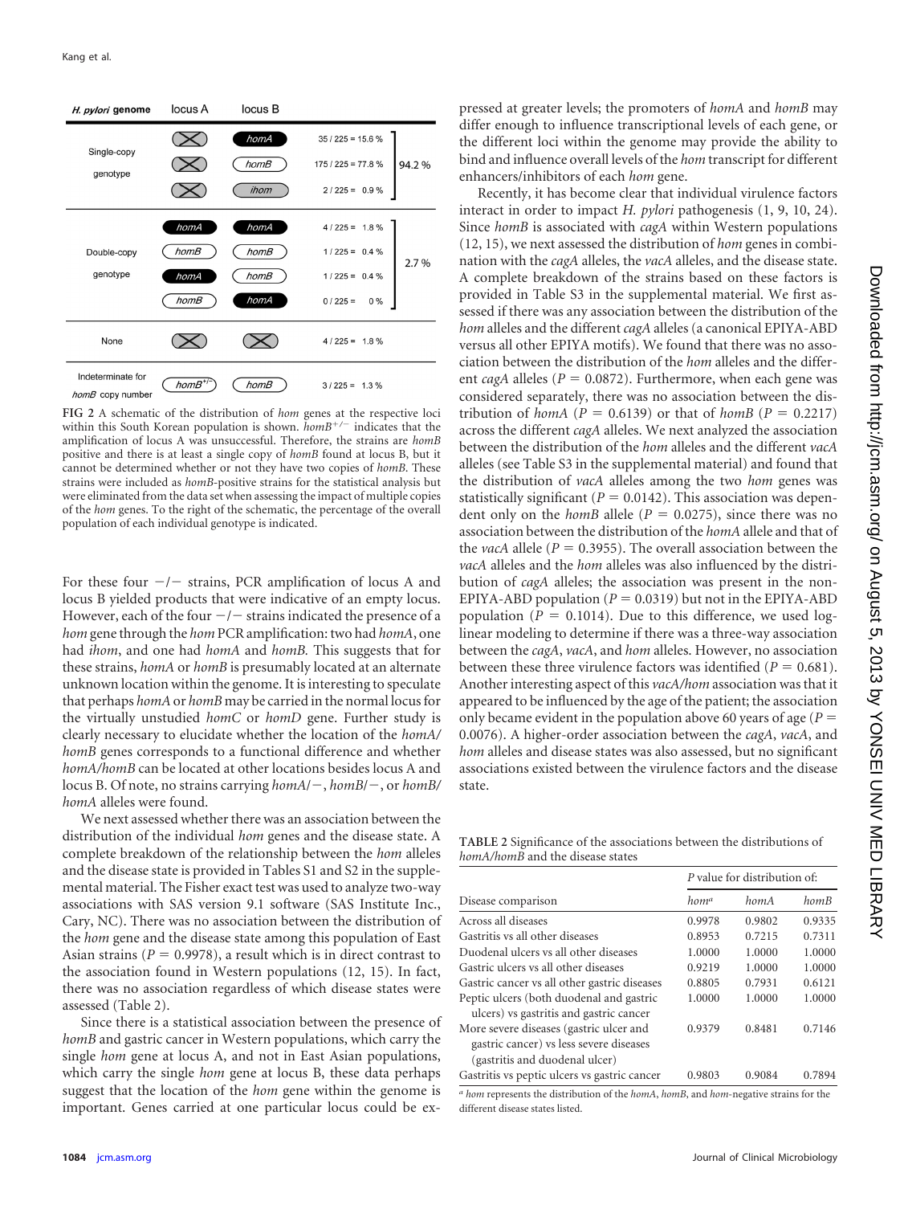| H. pylori genome | Locus A | Locus B | | |
|---|---|---|---|---|
| Single-copy genotype | ⊠ | homA | 35 / 225 = 15.6 % | 94.2 % |
| | ⊠ | homB | 175 / 225 = 77.8 % | |
| | ⊠ | ihom | 2 / 225 = 0.9 % | |
| Double-copy genotype | homA | homA | 4 / 225 = 1.8 % | 2.7 % |
| | homB | homB | 1 / 225 = 0.4 % | |
| | homA | homB | 1 / 225 = 0.4 % | |
| | homB | homA | 0 / 225 = 0 % | |
| None | ⊠ | ⊠ | 4 / 225 = 1.8 % | |
| Indeterminate for *homB* copy number | $homB^{+/-}$ | homB | 3 / 225 = 1.3 % | |

**FIG 2** A schematic of the distribution of *hom* genes at the respective loci within this South Korean population is shown. $homB^{+/-}$ indicates that the amplification of locus A was unsuccessful. Therefore, the strains are *homB* positive and there is at least a single copy of *homB* found at locus B, but it cannot be determined whether or not they have two copies of *homB*. These strains were included as *homB*-positive strains for the statistical analysis but were eliminated from the data set when assessing the impact of multiple copies of the *hom* genes. To the right of the schematic, the percentage of the overall population of each individual genotype is indicated.

For these four −/− strains, PCR amplification of locus A and locus B yielded products that were indicative of an empty locus. However, each of the four −/− strains indicated the presence of a *hom* gene through the *hom* PCR amplification: two had *homA*, one had *ihom*, and one had *homA* and *homB.* This suggests that for these strains, *homA* or *homB* is presumably located at an alternate unknown location within the genome. It is interesting to speculate that perhaps *homA* or *homB* may be carried in the normal locus for the virtually unstudied *homC* or *homD* gene. Further study is clearly necessary to elucidate whether the location of the *homA*/*homB* genes corresponds to a functional difference and whether *homA*/*homB* can be located at other locations besides locus A and locus B. Of note, no strains carrying *homA*/−, *homB*/−, or *homB*/*homA* alleles were found.

We next assessed whether there was an association between the distribution of the individual *hom* genes and the disease state. A complete breakdown of the relationship between the *hom* alleles and the disease state is provided in Tables S1 and S2 in the supplemental material. The Fisher exact test was used to analyze two-way associations with SAS version 9.1 software (SAS Institute Inc., Cary, NC). There was no association between the distribution of the *hom* gene and the disease state among this population of East Asian strains ($P = 0.9978$), a result which is in direct contrast to the association found in Western populations (12, 15). In fact, there was no association regardless of which disease states were assessed (Table 2).

Since there is a statistical association between the presence of *homB* and gastric cancer in Western populations, which carry the single *hom* gene at locus A, and not in East Asian populations, which carry the single *hom* gene at locus B, these data perhaps suggest that the location of the *hom* gene within the genome is important. Genes carried at one particular locus could be expressed at greater levels; the promoters of *homA* and *homB* may differ enough to influence transcriptional levels of each gene, or the different loci within the genome may provide the ability to bind and influence overall levels of the *hom* transcript for different enhancers/inhibitors of each *hom* gene.

Recently, it has become clear that individual virulence factors interact in order to impact *H. pylori* pathogenesis (1, 9, 10, 24). Since *homB* is associated with *cagA* within Western populations (12, 15), we next assessed the distribution of *hom* genes in combination with the *cagA* alleles, the *vacA* alleles, and the disease state. A complete breakdown of the strains based on these factors is provided in Table S3 in the supplemental material. We first assessed if there was any association between the distribution of the *hom* alleles and the different *cagA* alleles (a canonical EPIYA-ABD versus all other EPIYA motifs). We found that there was no association between the distribution of the *hom* alleles and the different *cagA* alleles ($P = 0.0872$). Furthermore, when each gene was considered separately, there was no association between the distribution of *homA* ($P = 0.6139$) or that of *homB* ($P = 0.2217$) across the different *cagA* alleles. We next analyzed the association between the distribution of the *hom* alleles and the different *vacA* alleles (see Table S3 in the supplemental material) and found that the distribution of *vacA* alleles among the two *hom* genes was statistically significant ($P = 0.0142$). This association was dependent only on the *homB* allele ($P = 0.0275$), since there was no association between the distribution of the *homA* allele and that of the *vacA* allele ($P = 0.3955$). The overall association between the *vacA* alleles and the *hom* alleles was also influenced by the distribution of *cagA* alleles; the association was present in the non-EPIYA-ABD population ($P = 0.0319$) but not in the EPIYA-ABD population ($P = 0.1014$). Due to this difference, we used log-linear modeling to determine if there was a three-way association between the *cagA*, *vacA*, and *hom* alleles. However, no association between these three virulence factors was identified ($P = 0.681$). Another interesting aspect of this *vacA*/*hom* association was that it appeared to be influenced by the age of the patient; the association only became evident in the population above 60 years of age ($P = 0.0076$). A higher-order association between the *cagA*, *vacA*, and *hom* alleles and disease states was also assessed, but no significant associations existed between the virulence factors and the disease state.

**TABLE 2** Significance of the associations between the distributions of *homA*/*homB* and the disease states

| Disease comparison | P value for distribution of: | | |
|---|---|---|---|
| | *hom*[a] | *homA* | *homB* |
| Across all diseases | 0.9978 | 0.9802 | 0.9335 |
| Gastritis vs all other diseases | 0.8953 | 0.7215 | 0.7311 |
| Duodenal ulcers vs all other diseases | 1.0000 | 1.0000 | 1.0000 |
| Gastric ulcers vs all other diseases | 0.9219 | 1.0000 | 1.0000 |
| Gastric cancer vs all other gastric diseases | 0.8805 | 0.7931 | 0.6121 |
| Peptic ulcers (both duodenal and gastric ulcers) vs gastritis and gastric cancer | 1.0000 | 1.0000 | 1.0000 |
| More severe diseases (gastric ulcer and gastric cancer) vs less severe diseases (gastritis and duodenal ulcer) | 0.9379 | 0.8481 | 0.7146 |
| Gastritis vs peptic ulcers vs gastric cancer | 0.9803 | 0.9084 | 0.7894 |

[a] *hom* represents the distribution of the *homA*, *homB*, and *hom*-negative strains for the different disease states listed.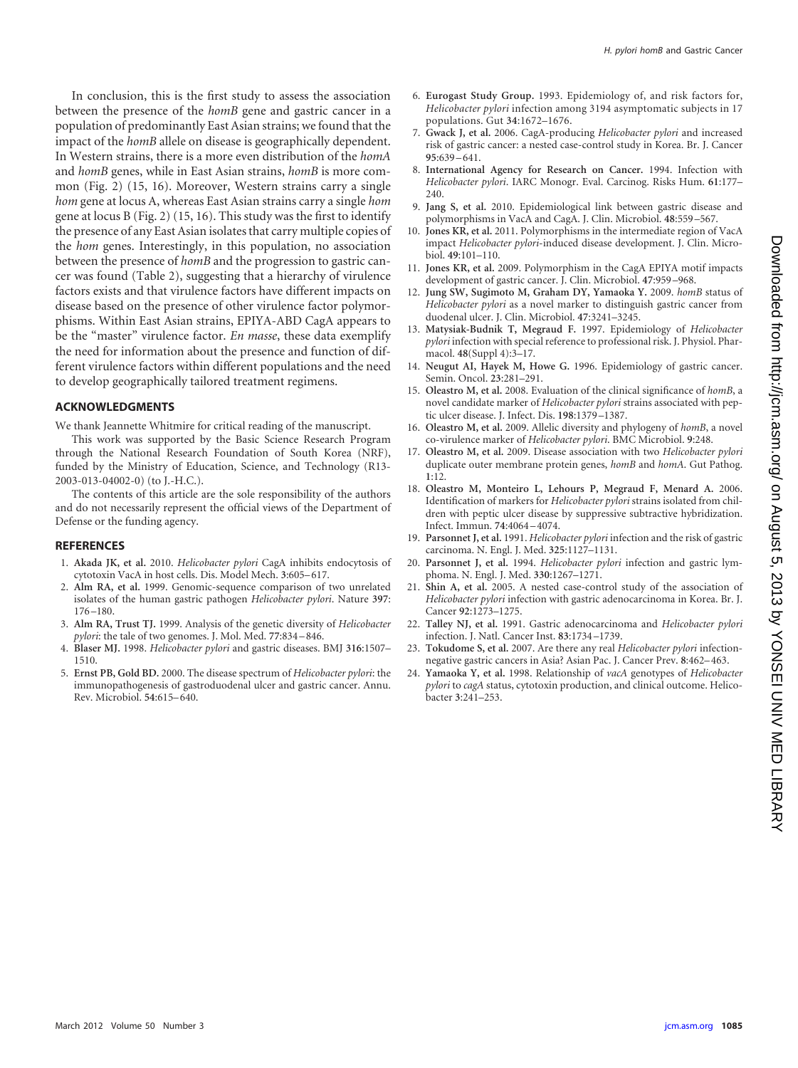In conclusion, this is the first study to assess the association between the presence of the *homB* gene and gastric cancer in a population of predominantly East Asian strains; we found that the impact of the *homB* allele on disease is geographically dependent. In Western strains, there is a more even distribution of the *homA* and *homB* genes, while in East Asian strains, *homB* is more common (Fig. 2) (15, 16). Moreover, Western strains carry a single *hom* gene at locus A, whereas East Asian strains carry a single *hom* gene at locus B (Fig. 2) (15, 16). This study was the first to identify the presence of any East Asian isolates that carry multiple copies of the *hom* genes. Interestingly, in this population, no association between the presence of *homB* and the progression to gastric cancer was found (Table 2), suggesting that a hierarchy of virulence factors exists and that virulence factors have different impacts on disease based on the presence of other virulence factor polymorphisms. Within East Asian strains, EPIYA-ABD CagA appears to be the "master" virulence factor. *En masse*, these data exemplify the need for information about the presence and function of different virulence factors within different populations and the need to develop geographically tailored treatment regimens.

## ACKNOWLEDGMENTS

We thank Jeannette Whitmire for critical reading of the manuscript.

This work was supported by the Basic Science Research Program through the National Research Foundation of South Korea (NRF), funded by the Ministry of Education, Science, and Technology (R13-2003-013-04002-0) (to J.-H.C.).

The contents of this article are the sole responsibility of the authors and do not necessarily represent the official views of the Department of Defense or the funding agency.

## REFERENCES

1. **Akada JK, et al.** 2010. *Helicobacter pylori* CagA inhibits endocytosis of cytotoxin VacA in host cells. Dis. Model Mech. **3**:605–617.
2. **Alm RA, et al.** 1999. Genomic-sequence comparison of two unrelated isolates of the human gastric pathogen *Helicobacter pylori*. Nature **397**: 176–180.
3. **Alm RA, Trust TJ.** 1999. Analysis of the genetic diversity of *Helicobacter pylori*: the tale of two genomes. J. Mol. Med. **77**:834–846.
4. **Blaser MJ.** 1998. *Helicobacter pylori* and gastric diseases. BMJ **316**:1507–1510.
5. **Ernst PB, Gold BD.** 2000. The disease spectrum of *Helicobacter pylori*: the immunopathogenesis of gastroduodenal ulcer and gastric cancer. Annu. Rev. Microbiol. **54**:615–640.
6. **Eurogast Study Group.** 1993. Epidemiology of, and risk factors for, *Helicobacter pylori* infection among 3194 asymptomatic subjects in 17 populations. Gut **34**:1672–1676.
7. **Gwack J, et al.** 2006. CagA-producing *Helicobacter pylori* and increased risk of gastric cancer: a nested case-control study in Korea. Br. J. Cancer **95**:639–641.
8. **International Agency for Research on Cancer.** 1994. Infection with *Helicobacter pylori*. IARC Monogr. Eval. Carcinog. Risks Hum. **61**:177–240.
9. **Jang S, et al.** 2010. Epidemiological link between gastric disease and polymorphisms in VacA and CagA. J. Clin. Microbiol. **48**:559–567.
10. **Jones KR, et al.** 2011. Polymorphisms in the intermediate region of VacA impact *Helicobacter pylori*-induced disease development. J. Clin. Microbiol. **49**:101–110.
11. **Jones KR, et al.** 2009. Polymorphism in the CagA EPIYA motif impacts development of gastric cancer. J. Clin. Microbiol. **47**:959–968.
12. **Jung SW, Sugimoto M, Graham DY, Yamaoka Y.** 2009. *homB* status of *Helicobacter pylori* as a novel marker to distinguish gastric cancer from duodenal ulcer. J. Clin. Microbiol. **47**:3241–3245.
13. **Matysiak-Budnik T, Megraud F.** 1997. Epidemiology of *Helicobacter pylori* infection with special reference to professional risk. J. Physiol. Pharmacol. **48**(Suppl 4):3–17.
14. **Neugut AI, Hayek M, Howe G.** 1996. Epidemiology of gastric cancer. Semin. Oncol. **23**:281–291.
15. **Oleastro M, et al.** 2008. Evaluation of the clinical significance of *homB*, a novel candidate marker of *Helicobacter pylori* strains associated with peptic ulcer disease. J. Infect. Dis. **198**:1379–1387.
16. **Oleastro M, et al.** 2009. Allelic diversity and phylogeny of *homB*, a novel co-virulence marker of *Helicobacter pylori*. BMC Microbiol. **9**:248.
17. **Oleastro M, et al.** 2009. Disease association with two *Helicobacter pylori* duplicate outer membrane protein genes, *homB* and *homA*. Gut Pathog. **1**:12.
18. **Oleastro M, Monteiro L, Lehours P, Megraud F, Menard A.** 2006. Identification of markers for *Helicobacter pylori* strains isolated from children with peptic ulcer disease by suppressive subtractive hybridization. Infect. Immun. **74**:4064–4074.
19. **Parsonnet J, et al.** 1991. *Helicobacter pylori* infection and the risk of gastric carcinoma. N. Engl. J. Med. **325**:1127–1131.
20. **Parsonnet J, et al.** 1994. *Helicobacter pylori* infection and gastric lymphoma. N. Engl. J. Med. **330**:1267–1271.
21. **Shin A, et al.** 2005. A nested case-control study of the association of *Helicobacter pylori* infection with gastric adenocarcinoma in Korea. Br. J. Cancer **92**:1273–1275.
22. **Talley NJ, et al.** 1991. Gastric adenocarcinoma and *Helicobacter pylori* infection. J. Natl. Cancer Inst. **83**:1734–1739.
23. **Tokudome S, et al.** 2007. Are there any real *Helicobacter pylori* infection-negative gastric cancers in Asia? Asian Pac. J. Cancer Prev. **8**:462–463.
24. **Yamaoka Y, et al.** 1998. Relationship of *vacA* genotypes of *Helicobacter pylori* to *cagA* status, cytotoxin production, and clinical outcome. Helicobacter **3**:241–253.